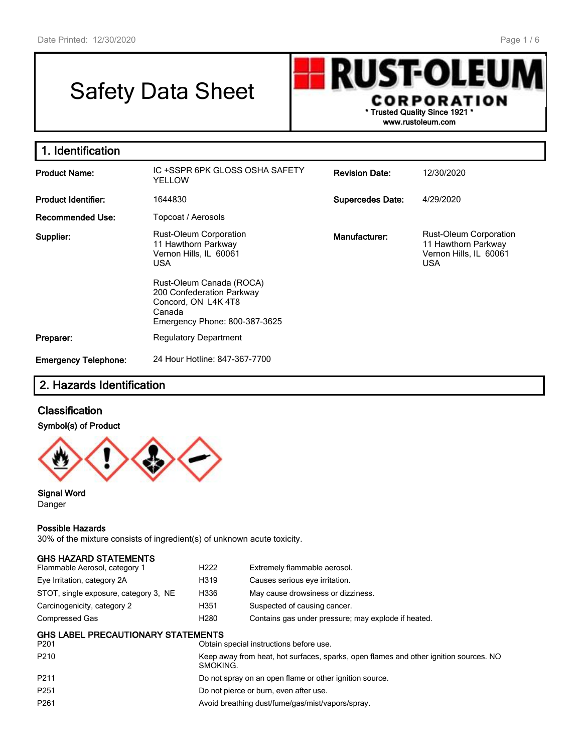# Safety Data Sheet

**RUST-OLEUM CORPORATION**
\* Trusted Quality Since 1921 \*
www.rustoleum.com

## 1. Identification

| | | | |
|---|---|---|---|
| **Product Name:** | IC +SSPR 6PK GLOSS OSHA SAFETY YELLOW | **Revision Date:** | 12/30/2020 |
| **Product Identifier:** | 1644830 | **Supercedes Date:** | 4/29/2020 |
| **Recommended Use:** | Topcoat / Aerosols | | |
| **Supplier:** | Rust-Oleum Corporation<br>11 Hawthorn Parkway<br>Vernon Hills, IL 60061<br>USA<br><br>Rust-Oleum Canada (ROCA)<br>200 Confederation Parkway<br>Concord, ON L4K 4T8<br>Canada<br>Emergency Phone: 800-387-3625 | **Manufacturer:** | Rust-Oleum Corporation<br>11 Hawthorn Parkway<br>Vernon Hills, IL 60061<br>USA |
| **Preparer:** | Regulatory Department | | |
| **Emergency Telephone:** | 24 Hour Hotline: 847-367-7700 | | |

## 2. Hazards Identification

### Classification

**Symbol(s) of Product**

**Signal Word**
Danger

**Possible Hazards**
30% of the mixture consists of ingredient(s) of unknown acute toxicity.

**GHS HAZARD STATEMENTS**

| | | |
|---|---|---|
| Flammable Aerosol, category 1 | H222 | Extremely flammable aerosol. |
| Eye Irritation, category 2A | H319 | Causes serious eye irritation. |
| STOT, single exposure, category 3, NE | H336 | May cause drowsiness or dizziness. |
| Carcinogenicity, category 2 | H351 | Suspected of causing cancer. |
| Compressed Gas | H280 | Contains gas under pressure; may explode if heated. |

**GHS LABEL PRECAUTIONARY STATEMENTS**

| | |
|---|---|
| P201 | Obtain special instructions before use. |
| P210 | Keep away from heat, hot surfaces, sparks, open flames and other ignition sources. NO SMOKING. |
| P211 | Do not spray on an open flame or other ignition source. |
| P251 | Do not pierce or burn, even after use. |
| P261 | Avoid breathing dust/fume/gas/mist/vapors/spray. |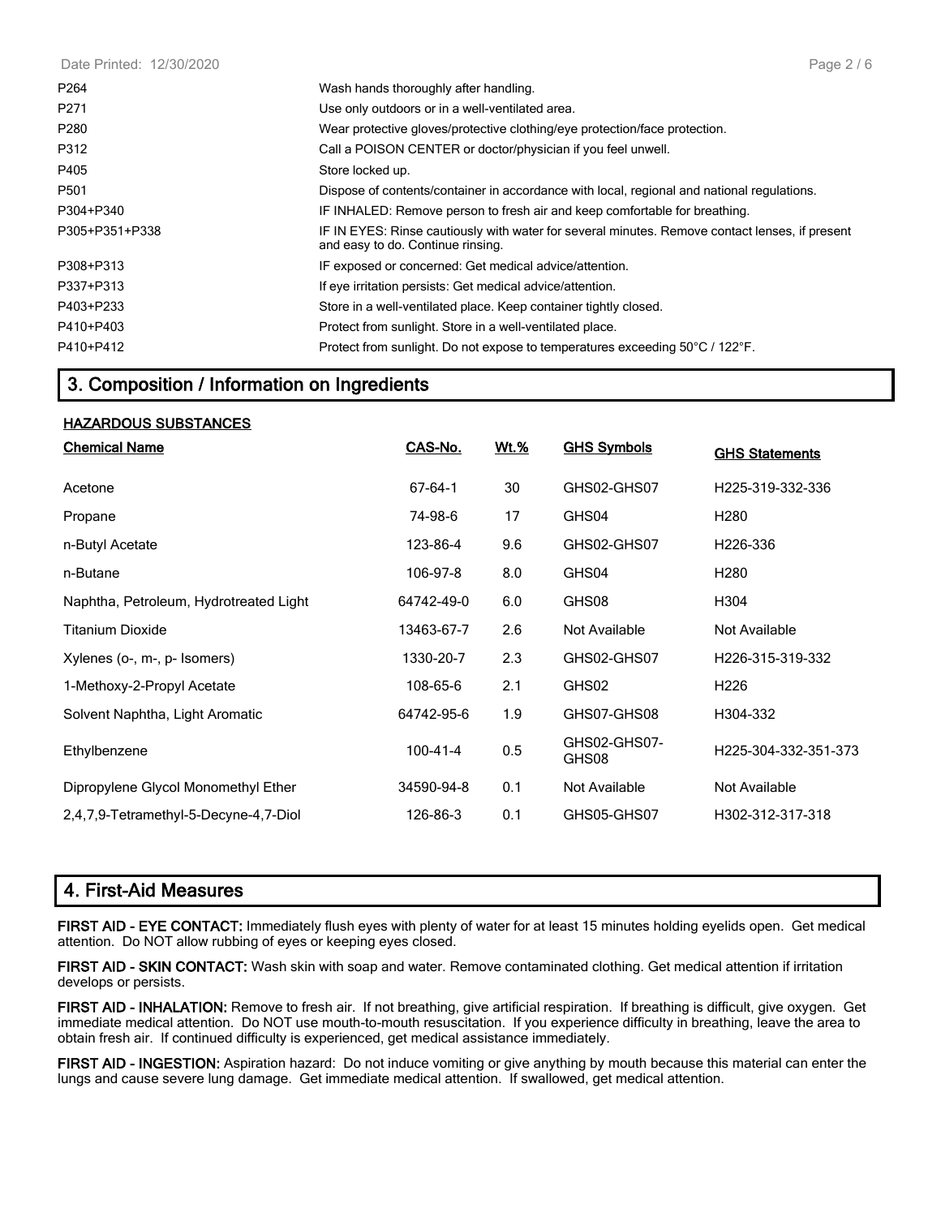| | |
|---|---|
| P264 | Wash hands thoroughly after handling. |
| P271 | Use only outdoors or in a well-ventilated area. |
| P280 | Wear protective gloves/protective clothing/eye protection/face protection. |
| P312 | Call a POISON CENTER or doctor/physician if you feel unwell. |
| P405 | Store locked up. |
| P501 | Dispose of contents/container in accordance with local, regional and national regulations. |
| P304+P340 | IF INHALED: Remove person to fresh air and keep comfortable for breathing. |
| P305+P351+P338 | IF IN EYES: Rinse cautiously with water for several minutes. Remove contact lenses, if present and easy to do. Continue rinsing. |
| P308+P313 | IF exposed or concerned: Get medical advice/attention. |
| P337+P313 | If eye irritation persists: Get medical advice/attention. |
| P403+P233 | Store in a well-ventilated place. Keep container tightly closed. |
| P410+P403 | Protect from sunlight. Store in a well-ventilated place. |
| P410+P412 | Protect from sunlight. Do not expose to temperatures exceeding 50°C / 122°F. |

## 3. Composition / Information on Ingredients

**HAZARDOUS SUBSTANCES**

| Chemical Name | CAS-No. | Wt.% | GHS Symbols | GHS Statements |
|---|---|---|---|---|
| Acetone | 67-64-1 | 30 | GHS02-GHS07 | H225-319-332-336 |
| Propane | 74-98-6 | 17 | GHS04 | H280 |
| n-Butyl Acetate | 123-86-4 | 9.6 | GHS02-GHS07 | H226-336 |
| n-Butane | 106-97-8 | 8.0 | GHS04 | H280 |
| Naphtha, Petroleum, Hydrotreated Light | 64742-49-0 | 6.0 | GHS08 | H304 |
| Titanium Dioxide | 13463-67-7 | 2.6 | Not Available | Not Available |
| Xylenes (o-, m-, p- Isomers) | 1330-20-7 | 2.3 | GHS02-GHS07 | H226-315-319-332 |
| 1-Methoxy-2-Propyl Acetate | 108-65-6 | 2.1 | GHS02 | H226 |
| Solvent Naphtha, Light Aromatic | 64742-95-6 | 1.9 | GHS07-GHS08 | H304-332 |
| Ethylbenzene | 100-41-4 | 0.5 | GHS02-GHS07-GHS08 | H225-304-332-351-373 |
| Dipropylene Glycol Monomethyl Ether | 34590-94-8 | 0.1 | Not Available | Not Available |
| 2,4,7,9-Tetramethyl-5-Decyne-4,7-Diol | 126-86-3 | 0.1 | GHS05-GHS07 | H302-312-317-318 |

## 4. First-Aid Measures

**FIRST AID - EYE CONTACT:** Immediately flush eyes with plenty of water for at least 15 minutes holding eyelids open. Get medical attention. Do NOT allow rubbing of eyes or keeping eyes closed.

**FIRST AID - SKIN CONTACT:** Wash skin with soap and water. Remove contaminated clothing. Get medical attention if irritation develops or persists.

**FIRST AID - INHALATION:** Remove to fresh air. If not breathing, give artificial respiration. If breathing is difficult, give oxygen. Get immediate medical attention. Do NOT use mouth-to-mouth resuscitation. If you experience difficulty in breathing, leave the area to obtain fresh air. If continued difficulty is experienced, get medical assistance immediately.

**FIRST AID - INGESTION:** Aspiration hazard: Do not induce vomiting or give anything by mouth because this material can enter the lungs and cause severe lung damage. Get immediate medical attention. If swallowed, get medical attention.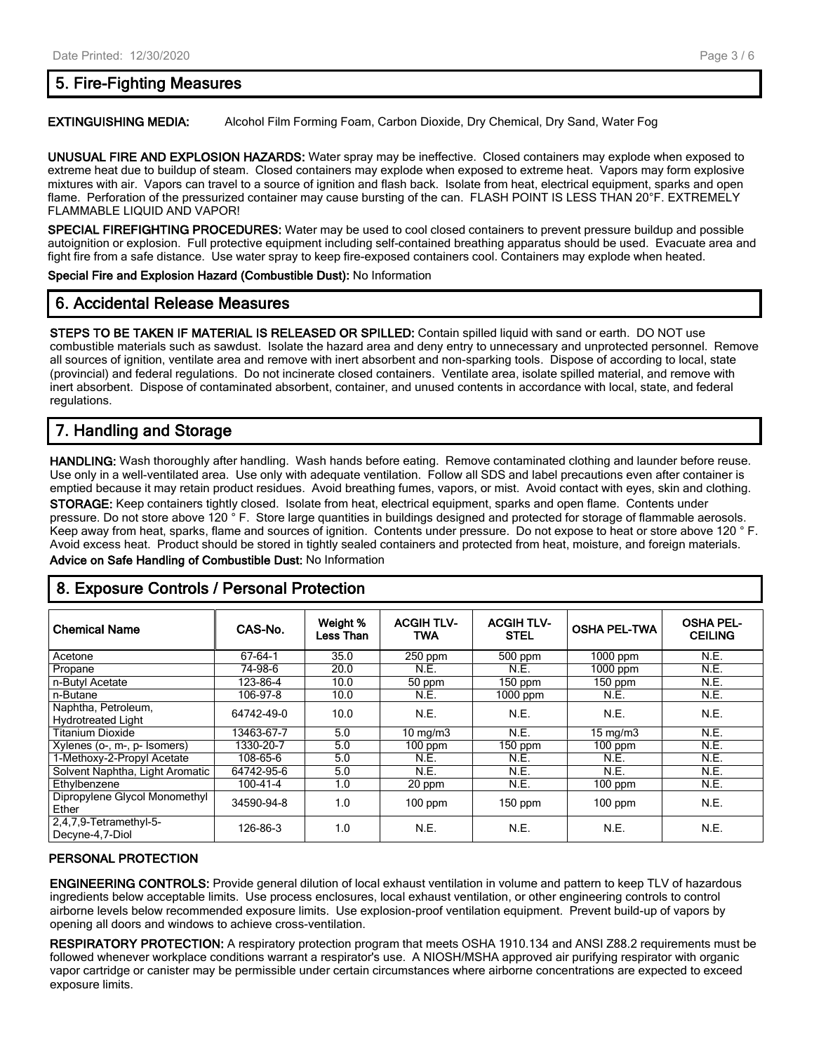## 5. Fire-Fighting Measures

**EXTINGUISHING MEDIA:** Alcohol Film Forming Foam, Carbon Dioxide, Dry Chemical, Dry Sand, Water Fog

**UNUSUAL FIRE AND EXPLOSION HAZARDS:** Water spray may be ineffective. Closed containers may explode when exposed to extreme heat due to buildup of steam. Closed containers may explode when exposed to extreme heat. Vapors may form explosive mixtures with air. Vapors can travel to a source of ignition and flash back. Isolate from heat, electrical equipment, sparks and open flame. Perforation of the pressurized container may cause bursting of the can. FLASH POINT IS LESS THAN 20°F. EXTREMELY FLAMMABLE LIQUID AND VAPOR!

**SPECIAL FIREFIGHTING PROCEDURES:** Water may be used to cool closed containers to prevent pressure buildup and possible autoignition or explosion. Full protective equipment including self-contained breathing apparatus should be used. Evacuate area and fight fire from a safe distance. Use water spray to keep fire-exposed containers cool. Containers may explode when heated.

**Special Fire and Explosion Hazard (Combustible Dust):** No Information

## 6. Accidental Release Measures

**STEPS TO BE TAKEN IF MATERIAL IS RELEASED OR SPILLED:** Contain spilled liquid with sand or earth. DO NOT use combustible materials such as sawdust. Isolate the hazard area and deny entry to unnecessary and unprotected personnel. Remove all sources of ignition, ventilate area and remove with inert absorbent and non-sparking tools. Dispose of according to local, state (provincial) and federal regulations. Do not incinerate closed containers. Ventilate area, isolate spilled material, and remove with inert absorbent. Dispose of contaminated absorbent, container, and unused contents in accordance with local, state, and federal regulations.

## 7. Handling and Storage

**HANDLING:** Wash thoroughly after handling. Wash hands before eating. Remove contaminated clothing and launder before reuse. Use only in a well-ventilated area. Use only with adequate ventilation. Follow all SDS and label precautions even after container is emptied because it may retain product residues. Avoid breathing fumes, vapors, or mist. Avoid contact with eyes, skin and clothing.

**STORAGE:** Keep containers tightly closed. Isolate from heat, electrical equipment, sparks and open flame. Contents under pressure. Do not store above 120 ° F. Store large quantities in buildings designed and protected for storage of flammable aerosols. Keep away from heat, sparks, flame and sources of ignition. Contents under pressure. Do not expose to heat or store above 120 ° F. Avoid excess heat. Product should be stored in tightly sealed containers and protected from heat, moisture, and foreign materials.

**Advice on Safe Handling of Combustible Dust:** No Information

## 8. Exposure Controls / Personal Protection

| Chemical Name | CAS-No. | Weight % Less Than | ACGIH TLV-TWA | ACGIH TLV-STEL | OSHA PEL-TWA | OSHA PEL-CEILING |
|---|---|---|---|---|---|---|
| Acetone | 67-64-1 | 35.0 | 250 ppm | 500 ppm | 1000 ppm | N.E. |
| Propane | 74-98-6 | 20.0 | N.E. | N.E. | 1000 ppm | N.E. |
| n-Butyl Acetate | 123-86-4 | 10.0 | 50 ppm | 150 ppm | 150 ppm | N.E. |
| n-Butane | 106-97-8 | 10.0 | N.E. | 1000 ppm | N.E. | N.E. |
| Naphtha, Petroleum, Hydrotreated Light | 64742-49-0 | 10.0 | N.E. | N.E. | N.E. | N.E. |
| Titanium Dioxide | 13463-67-7 | 5.0 | 10 mg/m3 | N.E. | 15 mg/m3 | N.E. |
| Xylenes (o-, m-, p- Isomers) | 1330-20-7 | 5.0 | 100 ppm | 150 ppm | 100 ppm | N.E. |
| 1-Methoxy-2-Propyl Acetate | 108-65-6 | 5.0 | N.E. | N.E. | N.E. | N.E. |
| Solvent Naphtha, Light Aromatic | 64742-95-6 | 5.0 | N.E. | N.E. | N.E. | N.E. |
| Ethylbenzene | 100-41-4 | 1.0 | 20 ppm | N.E. | 100 ppm | N.E. |
| Dipropylene Glycol Monomethyl Ether | 34590-94-8 | 1.0 | 100 ppm | 150 ppm | 100 ppm | N.E. |
| 2,4,7,9-Tetramethyl-5-Decyne-4,7-Diol | 126-86-3 | 1.0 | N.E. | N.E. | N.E. | N.E. |

**PERSONAL PROTECTION**

**ENGINEERING CONTROLS:** Provide general dilution of local exhaust ventilation in volume and pattern to keep TLV of hazardous ingredients below acceptable limits. Use process enclosures, local exhaust ventilation, or other engineering controls to control airborne levels below recommended exposure limits. Use explosion-proof ventilation equipment. Prevent build-up of vapors by opening all doors and windows to achieve cross-ventilation.

**RESPIRATORY PROTECTION:** A respiratory protection program that meets OSHA 1910.134 and ANSI Z88.2 requirements must be followed whenever workplace conditions warrant a respirator's use. A NIOSH/MSHA approved air purifying respirator with organic vapor cartridge or canister may be permissible under certain circumstances where airborne concentrations are expected to exceed exposure limits.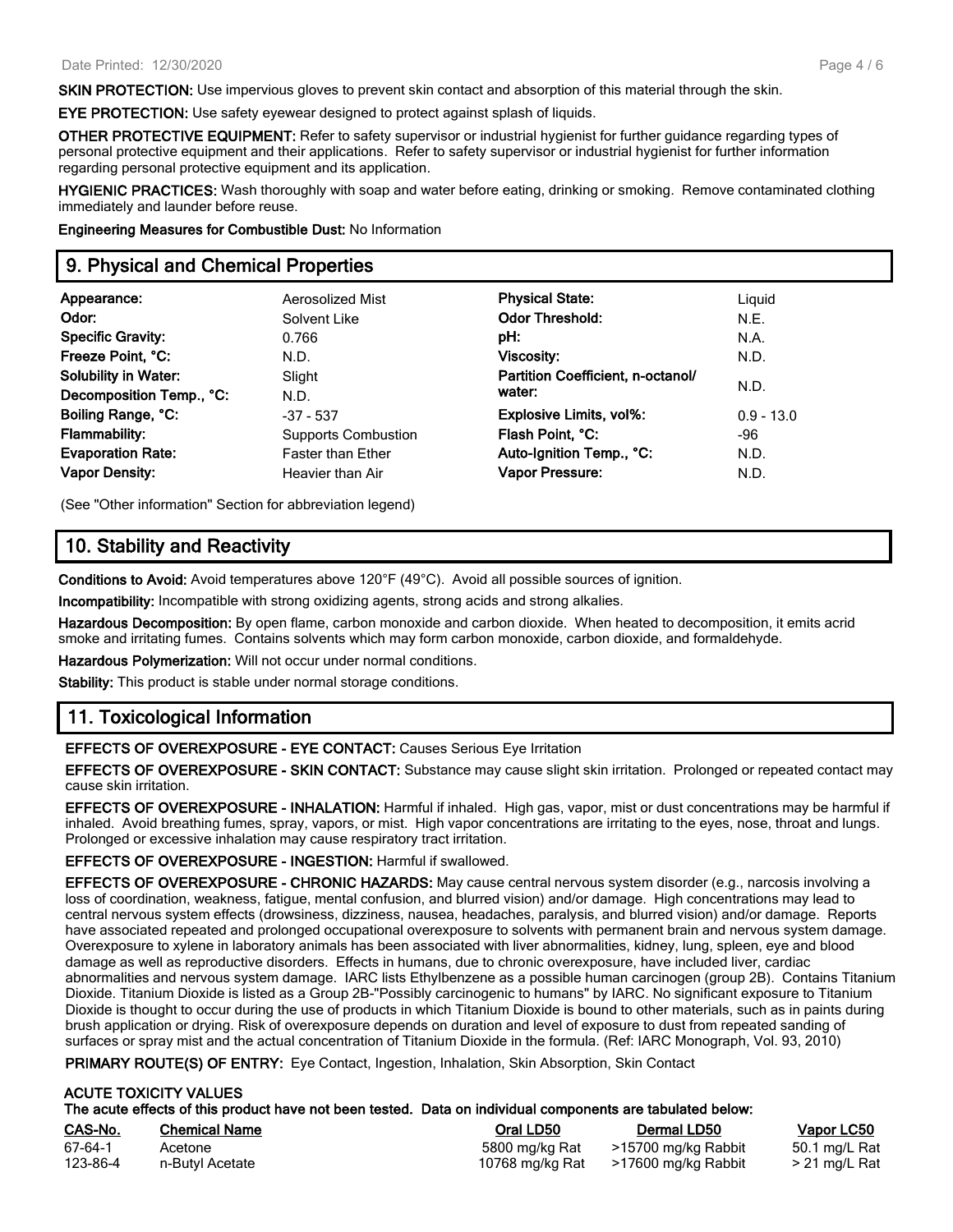**SKIN PROTECTION:** Use impervious gloves to prevent skin contact and absorption of this material through the skin.

**EYE PROTECTION:** Use safety eyewear designed to protect against splash of liquids.

**OTHER PROTECTIVE EQUIPMENT:** Refer to safety supervisor or industrial hygienist for further guidance regarding types of personal protective equipment and their applications. Refer to safety supervisor or industrial hygienist for further information regarding personal protective equipment and its application.

**HYGIENIC PRACTICES:** Wash thoroughly with soap and water before eating, drinking or smoking. Remove contaminated clothing immediately and launder before reuse.

**Engineering Measures for Combustible Dust:** No Information

## 9. Physical and Chemical Properties

| | | | |
|---|---|---|---|
| **Appearance:** | Aerosolized Mist | **Physical State:** | Liquid |
| **Odor:** | Solvent Like | **Odor Threshold:** | N.E. |
| **Specific Gravity:** | 0.766 | **pH:** | N.A. |
| **Freeze Point, °C:** | N.D. | **Viscosity:** | N.D. |
| **Solubility in Water:** | Slight | **Partition Coefficient, n-octanol/ water:** | N.D. |
| **Decomposition Temp., °C:** | N.D. | | |
| **Boiling Range, °C:** | -37 - 537 | **Explosive Limits, vol%:** | 0.9 - 13.0 |
| **Flammability:** | Supports Combustion | **Flash Point, °C:** | -96 |
| **Evaporation Rate:** | Faster than Ether | **Auto-Ignition Temp., °C:** | N.D. |
| **Vapor Density:** | Heavier than Air | **Vapor Pressure:** | N.D. |

(See "Other information" Section for abbreviation legend)

## 10. Stability and Reactivity

**Conditions to Avoid:** Avoid temperatures above 120°F (49°C). Avoid all possible sources of ignition.

**Incompatibility:** Incompatible with strong oxidizing agents, strong acids and strong alkalies.

**Hazardous Decomposition:** By open flame, carbon monoxide and carbon dioxide. When heated to decomposition, it emits acrid smoke and irritating fumes. Contains solvents which may form carbon monoxide, carbon dioxide, and formaldehyde.

**Hazardous Polymerization:** Will not occur under normal conditions.

**Stability:** This product is stable under normal storage conditions.

## 11. Toxicological Information

**EFFECTS OF OVEREXPOSURE - EYE CONTACT:** Causes Serious Eye Irritation

**EFFECTS OF OVEREXPOSURE - SKIN CONTACT:** Substance may cause slight skin irritation. Prolonged or repeated contact may cause skin irritation.

**EFFECTS OF OVEREXPOSURE - INHALATION:** Harmful if inhaled. High gas, vapor, mist or dust concentrations may be harmful if inhaled. Avoid breathing fumes, spray, vapors, or mist. High vapor concentrations are irritating to the eyes, nose, throat and lungs. Prolonged or excessive inhalation may cause respiratory tract irritation.

**EFFECTS OF OVEREXPOSURE - INGESTION:** Harmful if swallowed.

**EFFECTS OF OVEREXPOSURE - CHRONIC HAZARDS:** May cause central nervous system disorder (e.g., narcosis involving a loss of coordination, weakness, fatigue, mental confusion, and blurred vision) and/or damage. High concentrations may lead to central nervous system effects (drowsiness, dizziness, nausea, headaches, paralysis, and blurred vision) and/or damage. Reports have associated repeated and prolonged occupational overexposure to solvents with permanent brain and nervous system damage. Overexposure to xylene in laboratory animals has been associated with liver abnormalities, kidney, lung, spleen, eye and blood damage as well as reproductive disorders. Effects in humans, due to chronic overexposure, have included liver, cardiac abnormalities and nervous system damage. IARC lists Ethylbenzene as a possible human carcinogen (group 2B). Contains Titanium Dioxide. Titanium Dioxide is listed as a Group 2B-"Possibly carcinogenic to humans" by IARC. No significant exposure to Titanium Dioxide is thought to occur during the use of products in which Titanium Dioxide is bound to other materials, such as in paints during brush application or drying. Risk of overexposure depends on duration and level of exposure to dust from repeated sanding of surfaces or spray mist and the actual concentration of Titanium Dioxide in the formula. (Ref: IARC Monograph, Vol. 93, 2010)

**PRIMARY ROUTE(S) OF ENTRY:** Eye Contact, Ingestion, Inhalation, Skin Absorption, Skin Contact

**ACUTE TOXICITY VALUES**
**The acute effects of this product have not been tested. Data on individual components are tabulated below:**

| CAS-No. | Chemical Name | Oral LD50 | Dermal LD50 | Vapor LC50 |
|---|---|---|---|---|
| 67-64-1 | Acetone | 5800 mg/kg Rat | >15700 mg/kg Rabbit | 50.1 mg/L Rat |
| 123-86-4 | n-Butyl Acetate | 10768 mg/kg Rat | >17600 mg/kg Rabbit | > 21 mg/L Rat |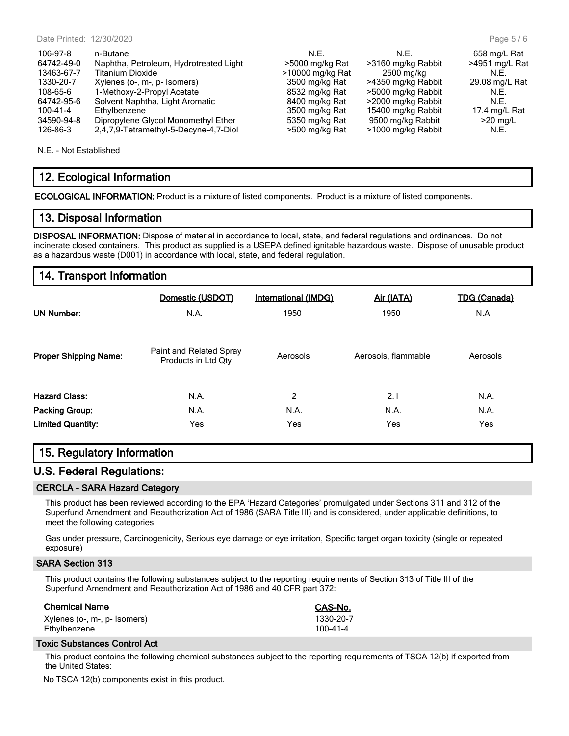| | | | | |
|---|---|---|---|---|
| 106-97-8 | n-Butane | N.E. | N.E. | 658 mg/L Rat |
| 64742-49-0 | Naphtha, Petroleum, Hydrotreated Light | >5000 mg/kg Rat | >3160 mg/kg Rabbit | >4951 mg/L Rat |
| 13463-67-7 | Titanium Dioxide | >10000 mg/kg Rat | 2500 mg/kg | N.E. |
| 1330-20-7 | Xylenes (o-, m-, p- Isomers) | 3500 mg/kg Rat | >4350 mg/kg Rabbit | 29.08 mg/L Rat |
| 108-65-6 | 1-Methoxy-2-Propyl Acetate | 8532 mg/kg Rat | >5000 mg/kg Rabbit | N.E. |
| 64742-95-6 | Solvent Naphtha, Light Aromatic | 8400 mg/kg Rat | >2000 mg/kg Rabbit | N.E. |
| 100-41-4 | Ethylbenzene | 3500 mg/kg Rat | 15400 mg/kg Rabbit | 17.4 mg/L Rat |
| 34590-94-8 | Dipropylene Glycol Monomethyl Ether | 5350 mg/kg Rat | 9500 mg/kg Rabbit | >20 mg/L |
| 126-86-3 | 2,4,7,9-Tetramethyl-5-Decyne-4,7-Diol | >500 mg/kg Rat | >1000 mg/kg Rabbit | N.E. |

N.E. - Not Established

## 12. Ecological Information

**ECOLOGICAL INFORMATION:** Product is a mixture of listed components. Product is a mixture of listed components.

## 13. Disposal Information

**DISPOSAL INFORMATION:** Dispose of material in accordance to local, state, and federal regulations and ordinances. Do not incinerate closed containers. This product as supplied is a USEPA defined ignitable hazardous waste. Dispose of unusable product as a hazardous waste (D001) in accordance with local, state, and federal regulation.

## 14. Transport Information

| | Domestic (USDOT) | International (IMDG) | Air (IATA) | TDG (Canada) |
|---|---|---|---|---|
| **UN Number:** | N.A. | 1950 | 1950 | N.A. |
| **Proper Shipping Name:** | Paint and Related Spray Products in Ltd Qty | Aerosols | Aerosols, flammable | Aerosols |
| **Hazard Class:** | N.A. | 2 | 2.1 | N.A. |
| **Packing Group:** | N.A. | N.A. | N.A. | N.A. |
| **Limited Quantity:** | Yes | Yes | Yes | Yes |

## 15. Regulatory Information

## U.S. Federal Regulations:

### CERCLA - SARA Hazard Category

This product has been reviewed according to the EPA 'Hazard Categories' promulgated under Sections 311 and 312 of the Superfund Amendment and Reauthorization Act of 1986 (SARA Title III) and is considered, under applicable definitions, to meet the following categories:

Gas under pressure, Carcinogenicity, Serious eye damage or eye irritation, Specific target organ toxicity (single or repeated exposure)

### SARA Section 313

This product contains the following substances subject to the reporting requirements of Section 313 of Title III of the Superfund Amendment and Reauthorization Act of 1986 and 40 CFR part 372:

| Chemical Name | CAS-No. |
|---|---|
| Xylenes (o-, m-, p- Isomers) | 1330-20-7 |
| Ethylbenzene | 100-41-4 |

### Toxic Substances Control Act

This product contains the following chemical substances subject to the reporting requirements of TSCA 12(b) if exported from the United States:

No TSCA 12(b) components exist in this product.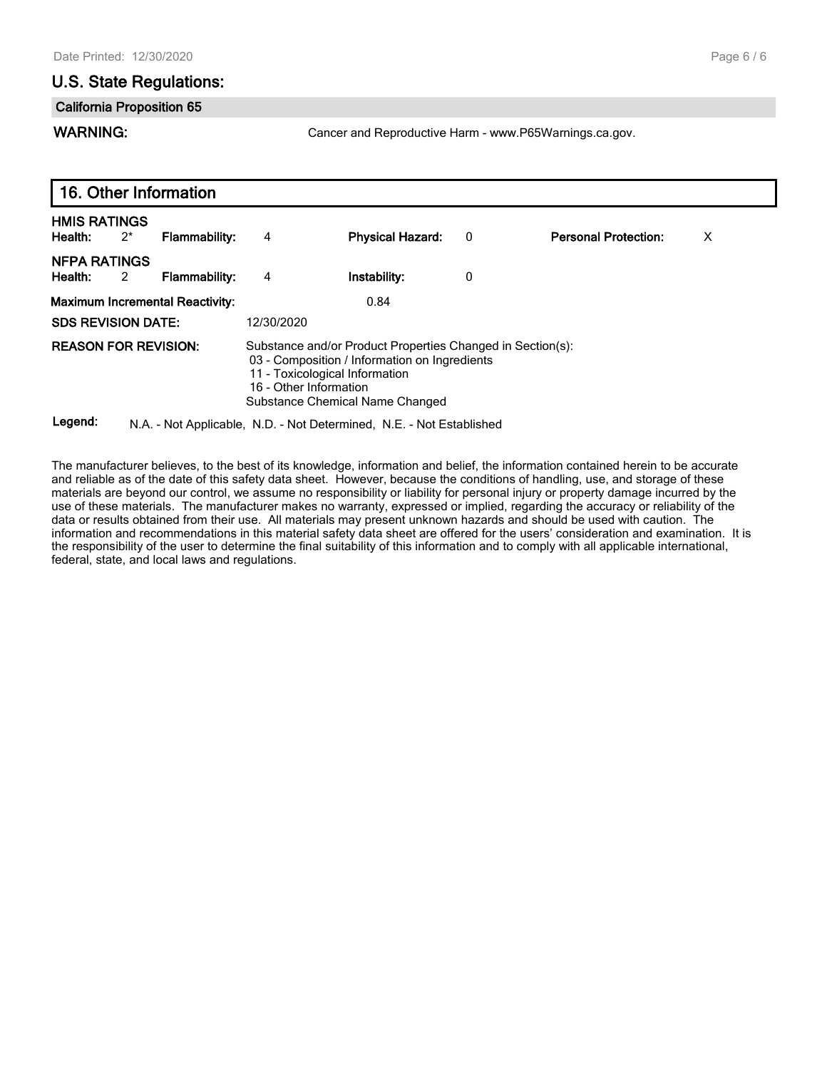## U.S. State Regulations:

### California Proposition 65

**WARNING:** Cancer and Reproductive Harm - www.P65Warnings.ca.gov.

## 16. Other Information

**HMIS RATINGS**

| **Health:** | 2* | **Flammability:** | 4 | **Physical Hazard:** | 0 | **Personal Protection:** | X |
|---|---|---|---|---|---|---|---|

**NFPA RATINGS**

| **Health:** | 2 | **Flammability:** | 4 | **Instability:** | 0 |
|---|---|---|---|---|---|

**Maximum Incremental Reactivity:** 0.84

**SDS REVISION DATE:** 12/30/2020

**REASON FOR REVISION:** Substance and/or Product Properties Changed in Section(s):
- 03 - Composition / Information on Ingredients
- 11 - Toxicological Information
- 16 - Other Information

Substance Chemical Name Changed

**Legend:** N.A. - Not Applicable, N.D. - Not Determined, N.E. - Not Established

The manufacturer believes, to the best of its knowledge, information and belief, the information contained herein to be accurate and reliable as of the date of this safety data sheet. However, because the conditions of handling, use, and storage of these materials are beyond our control, we assume no responsibility or liability for personal injury or property damage incurred by the use of these materials. The manufacturer makes no warranty, expressed or implied, regarding the accuracy or reliability of the data or results obtained from their use. All materials may present unknown hazards and should be used with caution. The information and recommendations in this material safety data sheet are offered for the users' consideration and examination. It is the responsibility of the user to determine the final suitability of this information and to comply with all applicable international, federal, state, and local laws and regulations.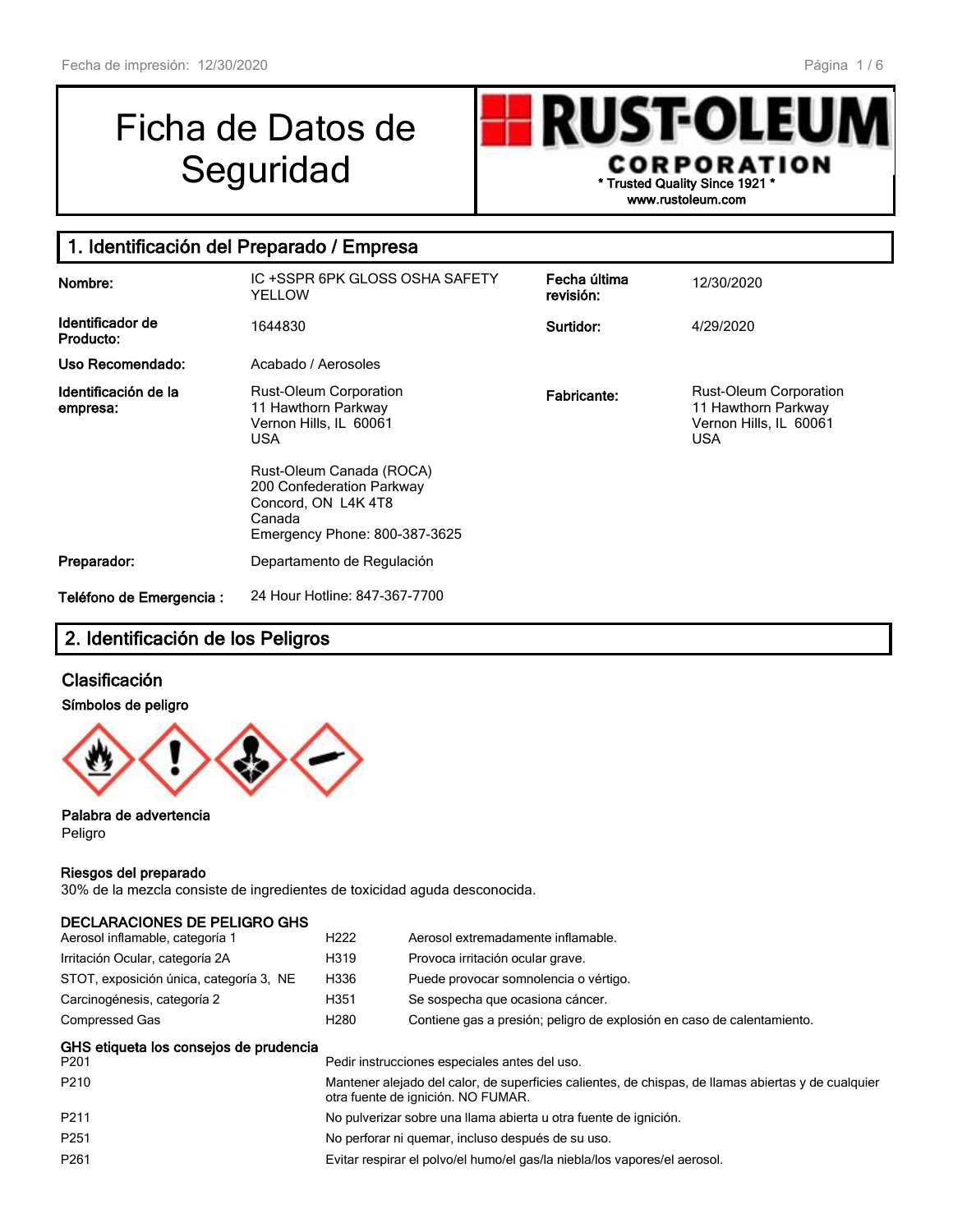# Ficha de Datos de Seguridad

**RUST-OLEUM CORPORATION**
\* Trusted Quality Since 1921 \*
www.rustoleum.com

## 1. Identificación del Preparado / Empresa

| | | | |
|---|---|---|---|
| **Nombre:** | IC +SSPR 6PK GLOSS OSHA SAFETY YELLOW | **Fecha última revisión:** | 12/30/2020 |
| **Identificador de Producto:** | 1644830 | **Surtidor:** | 4/29/2020 |
| **Uso Recomendado:** | Acabado / Aerosoles | | |
| **Identificación de la empresa:** | Rust-Oleum Corporation<br>11 Hawthorn Parkway<br>Vernon Hills, IL 60061<br>USA<br><br>Rust-Oleum Canada (ROCA)<br>200 Confederation Parkway<br>Concord, ON L4K 4T8<br>Canada<br>Emergency Phone: 800-387-3625 | **Fabricante:** | Rust-Oleum Corporation<br>11 Hawthorn Parkway<br>Vernon Hills, IL 60061<br>USA |
| **Preparador:** | Departamento de Regulación | | |
| **Teléfono de Emergencia :** | 24 Hour Hotline: 847-367-7700 | | |

## 2. Identificación de los Peligros

### Clasificación

**Símbolos de peligro**

**Palabra de advertencia**
Peligro

**Riesgos del preparado**
30% de la mezcla consiste de ingredientes de toxicidad aguda desconocida.

**DECLARACIONES DE PELIGRO GHS**

| | | |
|---|---|---|
| Aerosol inflamable, categoría 1 | H222 | Aerosol extremadamente inflamable. |
| Irritación Ocular, categoría 2A | H319 | Provoca irritación ocular grave. |
| STOT, exposición única, categoría 3, NE | H336 | Puede provocar somnolencia o vértigo. |
| Carcinogénesis, categoría 2 | H351 | Se sospecha que ocasiona cáncer. |
| Compressed Gas | H280 | Contiene gas a presión; peligro de explosión en caso de calentamiento. |

**GHS etiqueta los consejos de prudencia**

| | |
|---|---|
| P201 | Pedir instrucciones especiales antes del uso. |
| P210 | Mantener alejado del calor, de superficies calientes, de chispas, de llamas abiertas y de cualquier otra fuente de ignición. NO FUMAR. |
| P211 | No pulverizar sobre una llama abierta u otra fuente de ignición. |
| P251 | No perforar ni quemar, incluso después de su uso. |
| P261 | Evitar respirar el polvo/el humo/el gas/la niebla/los vapores/el aerosol. |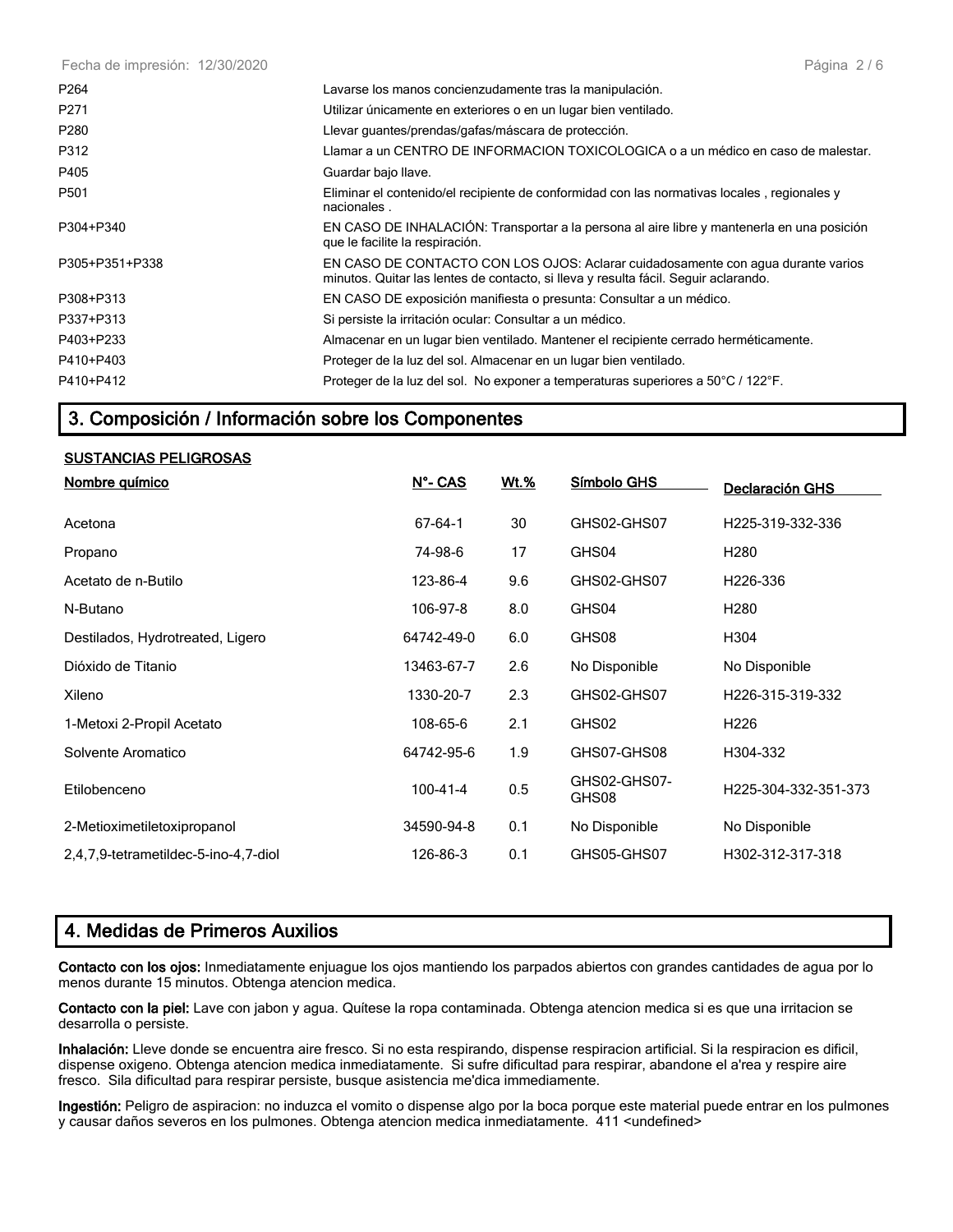| | |
|---|---|
| P264 | Lavarse los manos concienzudamente tras la manipulación. |
| P271 | Utilizar únicamente en exteriores o en un lugar bien ventilado. |
| P280 | Llevar guantes/prendas/gafas/máscara de protección. |
| P312 | Llamar a un CENTRO DE INFORMACION TOXICOLOGICA o a un médico en caso de malestar. |
| P405 | Guardar bajo llave. |
| P501 | Eliminar el contenido/el recipiente de conformidad con las normativas locales , regionales y nacionales . |
| P304+P340 | EN CASO DE INHALACIÓN: Transportar a la persona al aire libre y mantenerla en una posición que le facilite la respiración. |
| P305+P351+P338 | EN CASO DE CONTACTO CON LOS OJOS: Aclarar cuidadosamente con agua durante varios minutos. Quitar las lentes de contacto, si lleva y resulta fácil. Seguir aclarando. |
| P308+P313 | EN CASO DE exposición manifiesta o presunta: Consultar a un médico. |
| P337+P313 | Si persiste la irritación ocular: Consultar a un médico. |
| P403+P233 | Almacenar en un lugar bien ventilado. Mantener el recipiente cerrado herméticamente. |
| P410+P403 | Proteger de la luz del sol. Almacenar en un lugar bien ventilado. |
| P410+P412 | Proteger de la luz del sol. No exponer a temperaturas superiores a 50°C / 122°F. |

## 3. Composición / Información sobre los Componentes

**SUSTANCIAS PELIGROSAS**

| Nombre químico | N°- CAS | Wt.% | Símbolo GHS | Declaración GHS |
|---|---|---|---|---|
| Acetona | 67-64-1 | 30 | GHS02-GHS07 | H225-319-332-336 |
| Propano | 74-98-6 | 17 | GHS04 | H280 |
| Acetato de n-Butilo | 123-86-4 | 9.6 | GHS02-GHS07 | H226-336 |
| N-Butano | 106-97-8 | 8.0 | GHS04 | H280 |
| Destilados, Hydrotreated, Ligero | 64742-49-0 | 6.0 | GHS08 | H304 |
| Dióxido de Titanio | 13463-67-7 | 2.6 | No Disponible | No Disponible |
| Xileno | 1330-20-7 | 2.3 | GHS02-GHS07 | H226-315-319-332 |
| 1-Metoxi 2-Propil Acetato | 108-65-6 | 2.1 | GHS02 | H226 |
| Solvente Aromatico | 64742-95-6 | 1.9 | GHS07-GHS08 | H304-332 |
| Etilobenceno | 100-41-4 | 0.5 | GHS02-GHS07-GHS08 | H225-304-332-351-373 |
| 2-Metioximetiletoxipropanol | 34590-94-8 | 0.1 | No Disponible | No Disponible |
| 2,4,7,9-tetrametildec-5-ino-4,7-diol | 126-86-3 | 0.1 | GHS05-GHS07 | H302-312-317-318 |

## 4. Medidas de Primeros Auxilios

**Contacto con los ojos:** Inmediatamente enjuague los ojos mantiendo los parpados abiertos con grandes cantidades de agua por lo menos durante 15 minutos. Obtenga atencion medica.

**Contacto con la piel:** Lave con jabon y agua. Quítese la ropa contaminada. Obtenga atencion medica si es que una irritacion se desarrolla o persiste.

**Inhalación:** Lleve donde se encuentra aire fresco. Si no esta respirando, dispense respiracion artificial. Si la respiracion es dificil, dispense oxigeno. Obtenga atencion medica inmediatamente. Si sufre dificultad para respirar, abandone el a'rea y respire aire fresco. Sila dificultad para respirar persiste, busque asistencia me'dica immediamente.

**Ingestión:** Peligro de aspiracion: no induzca el vomito o dispense algo por la boca porque este material puede entrar en los pulmones y causar daños severos en los pulmones. Obtenga atencion medica inmediatamente. 411 <undefined>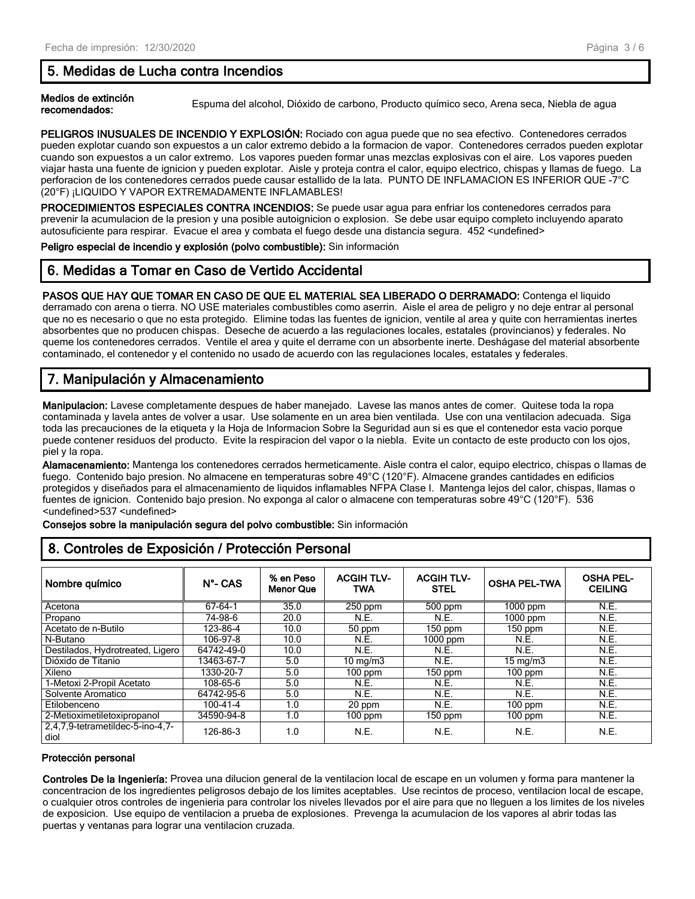## 5. Medidas de Lucha contra Incendios

**Medios de extinción recomendados:** Espuma del alcohol, Dióxido de carbono, Producto químico seco, Arena seca, Niebla de agua

**PELIGROS INUSUALES DE INCENDIO Y EXPLOSIÓN:** Rociado con agua puede que no sea efectivo. Contenedores cerrados pueden explotar cuando son expuestos a un calor extremo debido a la formacion de vapor. Contenedores cerrados pueden explotar cuando son expuestos a un calor extremo. Los vapores pueden formar unas mezclas explosivas con el aire. Los vapores pueden viajar hasta una fuente de ignicion y pueden explotar. Aisle y proteja contra el calor, equipo electrico, chispas y llamas de fuego. La perforacion de los contenedores cerrados puede causar estallido de la lata. PUNTO DE INFLAMACION ES INFERIOR QUE -7°C (20°F) ¡LIQUIDO Y VAPOR EXTREMADAMENTE INFLAMABLES!

**PROCEDIMIENTOS ESPECIALES CONTRA INCENDIOS:** Se puede usar agua para enfriar los contenedores cerrados para prevenir la acumulacion de la presion y una posible autoignicion o explosion. Se debe usar equipo completo incluyendo aparato autosuficiente para respirar. Evacue el area y combata el fuego desde una distancia segura. 452 <undefined>

**Peligro especial de incendio y explosión (polvo combustible):** Sin información

## 6. Medidas a Tomar en Caso de Vertido Accidental

**PASOS QUE HAY QUE TOMAR EN CASO DE QUE EL MATERIAL SEA LIBERADO O DERRAMADO:** Contenga el liquido derramado con arena o tierra. NO USE materiales combustibles como aserrin. Aisle el area de peligro y no deje entrar al personal que no es necesario o que no esta protegido. Elimine todas las fuentes de ignicion, ventile al area y quite con herramientas inertes absorbentes que no producen chispas. Deseche de acuerdo a las regulaciones locales, estatales (provincianos) y federales. No queme los contenedores cerrados. Ventile el area y quite el derrame con un absorbente inerte. Deshágase del material absorbente contaminado, el contenedor y el contenido no usado de acuerdo con las regulaciones locales, estatales y federales.

## 7. Manipulación y Almacenamiento

**Manipulacion:** Lavese completamente despues de haber manejado. Lavese las manos antes de comer. Quitese toda la ropa contaminada y lavela antes de volver a usar. Use solamente en un area bien ventilada. Use con una ventilacion adecuada. Siga toda las precauciones de la etiqueta y la Hoja de Informacion Sobre la Seguridad aun si es que el contenedor esta vacio porque puede contener residuos del producto. Evite la respiracion del vapor o la niebla. Evite un contacto de este producto con los ojos, piel y la ropa.

**Alamacenamiento:** Mantenga los contenedores cerrados hermeticamente. Aisle contra el calor, equipo electrico, chispas o llamas de fuego. Contenido bajo presion. No almacene en temperaturas sobre 49°C (120°F). Almacene grandes cantidades en edificios protegidos y diseñados para el almacenamiento de liquidos inflamables NFPA Clase I. Mantenga lejos del calor, chispas, llamas o fuentes de ignicion. Contenido bajo presion. No exponga al calor o almacene con temperaturas sobre 49°C (120°F). 536 <undefined>537 <undefined>

**Consejos sobre la manipulación segura del polvo combustible:** Sin información

## 8. Controles de Exposición / Protección Personal

| Nombre químico | N°- CAS | % en Peso Menor Que | ACGIH TLV-TWA | ACGIH TLV-STEL | OSHA PEL-TWA | OSHA PEL-CEILING |
|---|---|---|---|---|---|---|
| Acetona | 67-64-1 | 35.0 | 250 ppm | 500 ppm | 1000 ppm | N.E. |
| Propano | 74-98-6 | 20.0 | N.E. | N.E. | 1000 ppm | N.E. |
| Acetato de n-Butilo | 123-86-4 | 10.0 | 50 ppm | 150 ppm | 150 ppm | N.E. |
| N-Butano | 106-97-8 | 10.0 | N.E. | 1000 ppm | N.E. | N.E. |
| Destilados, Hydrotreated, Ligero | 64742-49-0 | 10.0 | N.E. | N.E. | N.E. | N.E. |
| Dióxido de Titanio | 13463-67-7 | 5.0 | 10 mg/m3 | N.E. | 15 mg/m3 | N.E. |
| Xileno | 1330-20-7 | 5.0 | 100 ppm | 150 ppm | 100 ppm | N.E. |
| 1-Metoxi 2-Propil Acetato | 108-65-6 | 5.0 | N.E. | N.E. | N.E. | N.E. |
| Solvente Aromatico | 64742-95-6 | 5.0 | N.E. | N.E. | N.E. | N.E. |
| Etilobenceno | 100-41-4 | 1.0 | 20 ppm | N.E. | 100 ppm | N.E. |
| 2-Metioximetiletoxipropanol | 34590-94-8 | 1.0 | 100 ppm | 150 ppm | 100 ppm | N.E. |
| 2,4,7,9-tetrametildec-5-ino-4,7-diol | 126-86-3 | 1.0 | N.E. | N.E. | N.E. | N.E. |

### Protección personal

**Controles De la Ingeniería:** Provea una dilucion general de la ventilacion local de escape en un volumen y forma para mantener la concentracion de los ingredientes peligrosos debajo de los limites aceptables. Use recintos de proceso, ventilacion local de escape, o cualquier otros controles de ingenieria para controlar los niveles llevados por el aire para que no lleguen a los limites de los niveles de exposicion. Use equipo de ventilacion a prueba de explosiones. Prevenga la acumulacion de los vapores al abrir todas las puertas y ventanas para lograr una ventilacion cruzada.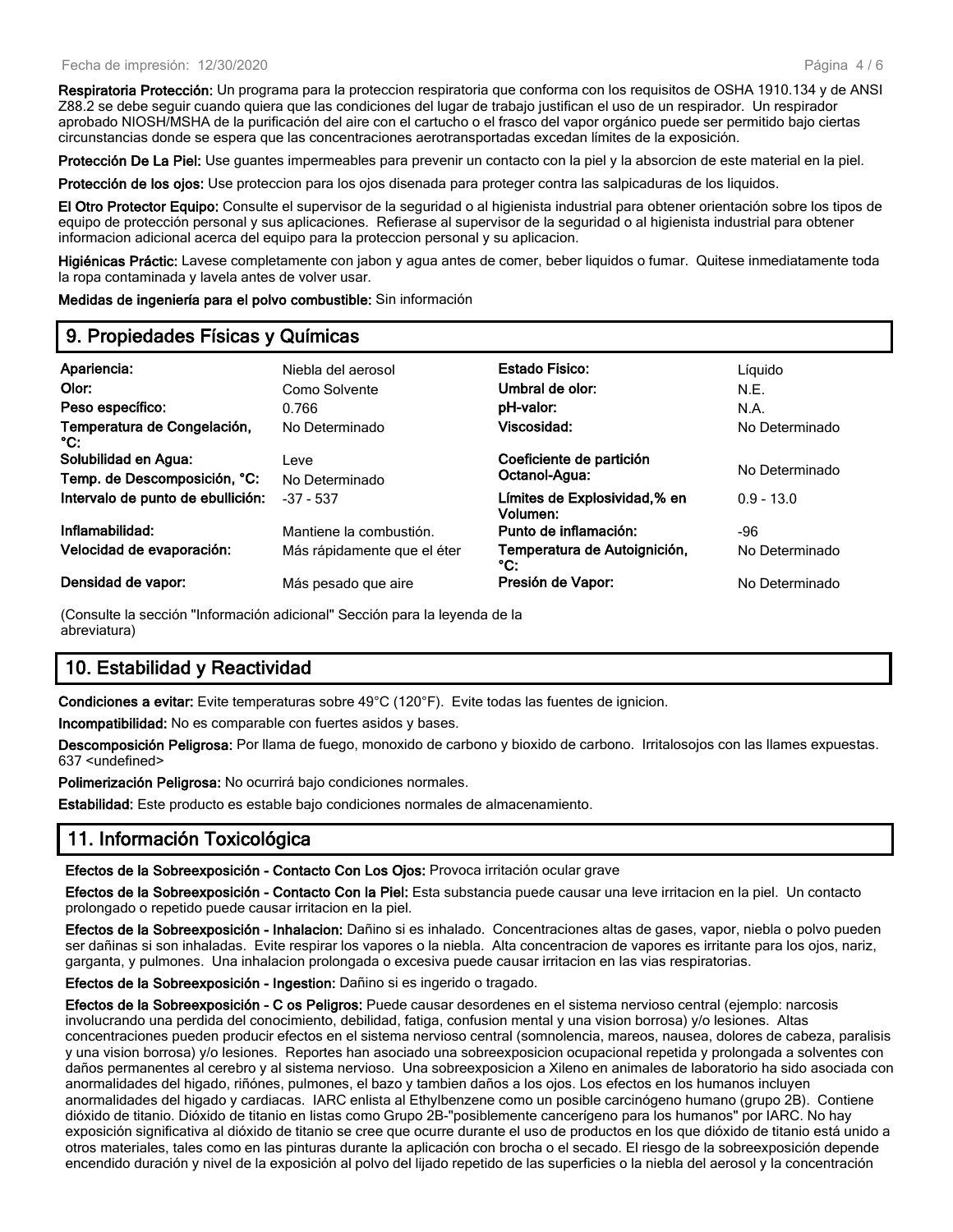**Respiratoria Protección:** Un programa para la proteccion respiratoria que conforma con los requisitos de OSHA 1910.134 y de ANSI Z88.2 se debe seguir cuando quiera que las condiciones del lugar de trabajo justifican el uso de un respirador. Un respirador aprobado NIOSH/MSHA de la purificación del aire con el cartucho o el frasco del vapor orgánico puede ser permitido bajo ciertas circunstancias donde se espera que las concentraciones aerotransportadas excedan límites de la exposición.

**Protección De La Piel:** Use guantes impermeables para prevenir un contacto con la piel y la absorcion de este material en la piel.

**Protección de los ojos:** Use proteccion para los ojos disenada para proteger contra las salpicaduras de los liquidos.

**El Otro Protector Equipo:** Consulte el supervisor de la seguridad o al higienista industrial para obtener orientación sobre los tipos de equipo de protección personal y sus aplicaciones. Refierase al supervisor de la seguridad o al higienista industrial para obtener informacion adicional acerca del equipo para la proteccion personal y su aplicacion.

**Higiénicas Práctic:** Lavese completamente con jabon y agua antes de comer, beber liquidos o fumar. Quitese inmediatamente toda la ropa contaminada y lavela antes de volver usar.

**Medidas de ingeniería para el polvo combustible:** Sin información

## 9. Propiedades Físicas y Químicas

| | | | |
|---|---|---|---|
| **Apariencia:** | Niebla del aerosol | **Estado Fisico:** | Líquido |
| **Olor:** | Como Solvente | **Umbral de olor:** | N.E. |
| **Peso específico:** | 0.766 | **pH-valor:** | N.A. |
| **Temperatura de Congelación, °C:** | No Determinado | **Viscosidad:** | No Determinado |
| **Solubilidad en Agua:** | Leve | **Coeficiente de partición Octanol-Agua:** | No Determinado |
| **Temp. de Descomposición, °C:** | No Determinado | | |
| **Intervalo de punto de ebullición:** | -37 - 537 | **Límites de Explosividad,% en Volumen:** | 0.9 - 13.0 |
| **Inflamabilidad:** | Mantiene la combustión. | **Punto de inflamación:** | -96 |
| **Velocidad de evaporación:** | Más rápidamente que el éter | **Temperatura de Autoignición, °C:** | No Determinado |
| **Densidad de vapor:** | Más pesado que aire | **Presión de Vapor:** | No Determinado |

(Consulte la sección "Información adicional" Sección para la leyenda de la abreviatura)

## 10. Estabilidad y Reactividad

**Condiciones a evitar:** Evite temperaturas sobre 49°C (120°F). Evite todas las fuentes de ignicion.

**Incompatibilidad:** No es comparable con fuertes asidos y bases.

**Descomposición Peligrosa:** Por llama de fuego, monoxido de carbono y bioxido de carbono. Irritalosojos con las llames expuestas. 637 <undefined>

**Polimerización Peligrosa:** No ocurrirá bajo condiciones normales.

**Estabilidad:** Este producto es estable bajo condiciones normales de almacenamiento.

## 11. Información Toxicológica

**Efectos de la Sobreexposición - Contacto Con Los Ojos:** Provoca irritación ocular grave

**Efectos de la Sobreexposición - Contacto Con la Piel:** Esta substancia puede causar una leve irritacion en la piel. Un contacto prolongado o repetido puede causar irritacion en la piel.

**Efectos de la Sobreexposición - Inhalacion:** Dañino si es inhalado. Concentraciones altas de gases, vapor, niebla o polvo pueden ser dañinas si son inhaladas. Evite respirar los vapores o la niebla. Alta concentracion de vapores es irritante para los ojos, nariz, garganta, y pulmones. Una inhalacion prolongada o excesiva puede causar irritacion en las vias respiratorias.

**Efectos de la Sobreexposición - Ingestion:** Dañino si es ingerido o tragado.

**Efectos de la Sobreexposición - C os Peligros:** Puede causar desordenes en el sistema nervioso central (ejemplo: narcosis involucrando una perdida del conocimiento, debilidad, fatiga, confusion mental y una vision borrosa) y/o lesiones. Altas concentraciones pueden producir efectos en el sistema nervioso central (somnolencia, mareos, nausea, dolores de cabeza, paralisis y una vision borrosa) y/o lesiones. Reportes han asociado una sobreexposicion ocupacional repetida y prolongada a solventes con daños permanentes al cerebro y al sistema nervioso. Una sobreexposicion a Xileno en animales de laboratorio ha sido asociada con anormalidades del higado, riñónes, pulmones, el bazo y tambien daños a los ojos. Los efectos en los humanos incluyen anormalidades del higado y cardiacas. IARC enlista al Ethylbenzene como un posible carcinógeno humano (grupo 2B). Contiene dióxido de titanio. Dióxido de titanio en listas como Grupo 2B-"posiblemente cancerígeno para los humanos" por IARC. No hay exposición significativa al dióxido de titanio se cree que ocurre durante el uso de productos en los que dióxido de titanio está unido a otros materiales, tales como en las pinturas durante la aplicación con brocha o el secado. El riesgo de la sobreexposición depende encendido duración y nivel de la exposición al polvo del lijado repetido de las superficies o la niebla del aerosol y la concentración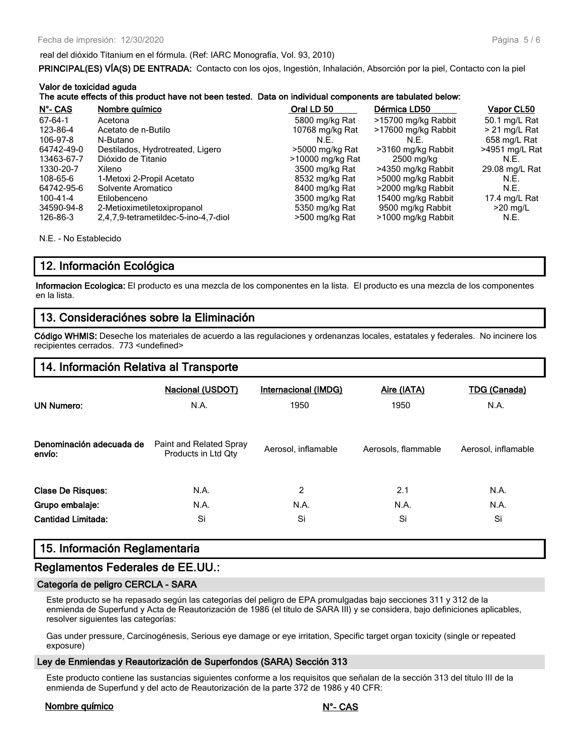real del dióxido Titanium en el fórmula. (Ref: IARC Monografía, Vol. 93, 2010)

**PRINCIPAL(ES) VÍA(S) DE ENTRADA:** Contacto con los ojos, Ingestión, Inhalación, Absorción por la piel, Contacto con la piel

**Valor de toxicidad aguda**

**The acute effects of this product have not been tested. Data on individual components are tabulated below:**

| N°- CAS | Nombre químico | Oral LD 50 | Dérmica LD50 | Vapor CL50 |
|---|---|---|---|---|
| 67-64-1 | Acetona | 5800 mg/kg Rat | >15700 mg/kg Rabbit | 50.1 mg/L Rat |
| 123-86-4 | Acetato de n-Butilo | 10768 mg/kg Rat | >17600 mg/kg Rabbit | > 21 mg/L Rat |
| 106-97-8 | N-Butano | N.E. | N.E. | 658 mg/L Rat |
| 64742-49-0 | Destilados, Hydrotreated, Ligero | >5000 mg/kg Rat | >3160 mg/kg Rabbit | >4951 mg/L Rat |
| 13463-67-7 | Dióxido de Titanio | >10000 mg/kg Rat | 2500 mg/kg | N.E. |
| 1330-20-7 | Xileno | 3500 mg/kg Rat | >4350 mg/kg Rabbit | 29.08 mg/L Rat |
| 108-65-6 | 1-Metoxi 2-Propil Acetato | 8532 mg/kg Rat | >5000 mg/kg Rabbit | N.E. |
| 64742-95-6 | Solvente Aromatico | 8400 mg/kg Rat | >2000 mg/kg Rabbit | N.E. |
| 100-41-4 | Etilobenceno | 3500 mg/kg Rat | 15400 mg/kg Rabbit | 17.4 mg/L Rat |
| 34590-94-8 | 2-Metioximetiletoxipropanol | 5350 mg/kg Rat | 9500 mg/kg Rabbit | >20 mg/L |
| 126-86-3 | 2,4,7,9-tetrametildec-5-ino-4,7-diol | >500 mg/kg Rat | >1000 mg/kg Rabbit | N.E. |

N.E. - No Establecido

## 12. Información Ecológica

**Informacion Ecologica:** El producto es una mezcla de los componentes en la lista. El producto es una mezcla de los componentes en la lista.

## 13. Consideraciónes sobre la Eliminación

**Código WHMIS:** Deseche los materiales de acuerdo a las regulaciones y ordenanzas locales, estatales y federales. No incinere los recipientes cerrados. 773 <undefined>

## 14. Información Relativa al Transporte

| | Nacional (USDOT) | Internacional (IMDG) | Aire (IATA) | TDG (Canada) |
|---|---|---|---|---|
| **UN Numero:** | N.A. | 1950 | 1950 | N.A. |
| **Denominación adecuada de envío:** | Paint and Related Spray Products in Ltd Qty | Aerosol, inflamable | Aerosols, flammable | Aerosol, inflamable |
| **Clase De Risques:** | N.A. | 2 | 2.1 | N.A. |
| **Grupo embalaje:** | N.A. | N.A. | N.A. | N.A. |
| **Cantidad Limitada:** | Si | Si | Si | Si |

## 15. Información Reglamentaria

### Reglamentos Federales de EE.UU.:

#### Categoría de peligro CERCLA - SARA

Este producto se ha repasado según las categorías del peligro de EPA promulgadas bajo secciones 311 y 312 de la enmienda de Superfund y Acta de Reautorización de 1986 (el título de SARA III) y se considera, bajo definiciones aplicables, resolver siguientes las categorías:

Gas under pressure, Carcinogénesis, Serious eye damage or eye irritation, Specific target organ toxicity (single or repeated exposure)

#### Ley de Enmiendas y Reautorización de Superfondos (SARA) Sección 313

Este producto contiene las sustancias siguientes conforme a los requisitos que señalan de la sección 313 del título III de la enmienda de Superfund y del acto de Reautorización de la parte 372 de 1986 y 40 CFR:

| Nombre químico | N°- CAS |
|---|---|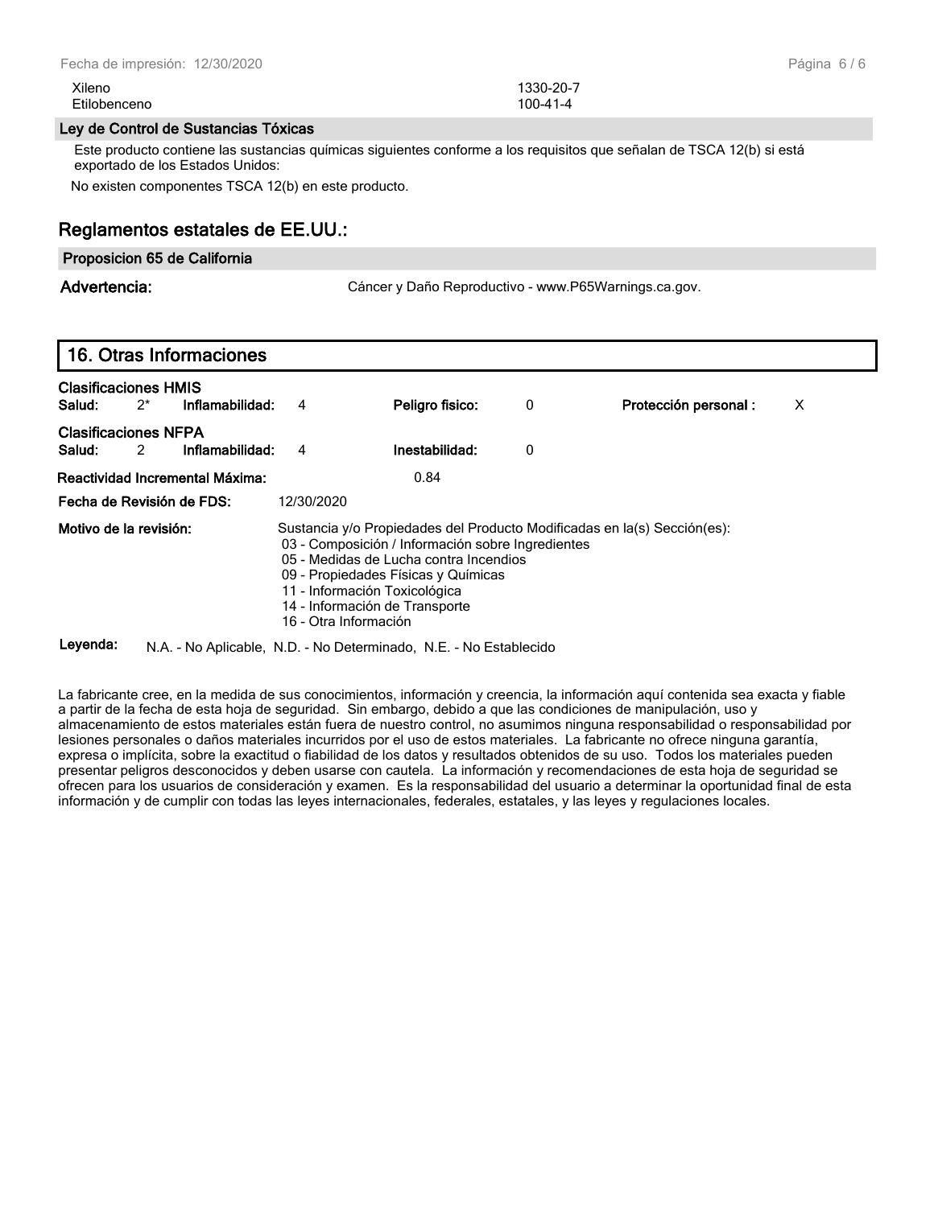| | |
|---|---|
| Xileno | 1330-20-7 |
| Etilobenceno | 100-41-4 |

**Ley de Control de Sustancias Tóxicas**

Este producto contiene las sustancias químicas siguientes conforme a los requisitos que señalan de TSCA 12(b) si está exportado de los Estados Unidos:

No existen componentes TSCA 12(b) en este producto.

## Reglamentos estatales de EE.UU.:

**Proposicion 65 de California**

**Advertencia:** Cáncer y Daño Reproductivo - www.P65Warnings.ca.gov.

## 16. Otras Informaciones

**Clasificaciones HMIS**

| | | | | | | | |
|---|---|---|---|---|---|---|---|
| **Salud:** | 2* | **Inflamabilidad:** | 4 | **Peligro fisico:** | 0 | **Protección personal :** | X |

**Clasificaciones NFPA**

| | | | | | |
|---|---|---|---|---|---|
| **Salud:** | 2 | **Inflamabilidad:** | 4 | **Inestabilidad:** | 0 |

**Reactividad Incremental Máxima:** 0.84

**Fecha de Revisión de FDS:** 12/30/2020

**Motivo de la revisión:** Sustancia y/o Propiedades del Producto Modificadas en la(s) Sección(es):
- 03 - Composición / Información sobre Ingredientes
- 05 - Medidas de Lucha contra Incendios
- 09 - Propiedades Físicas y Químicas
- 11 - Información Toxicológica
- 14 - Información de Transporte
- 16 - Otra Información

**Leyenda:** N.A. - No Aplicable, N.D. - No Determinado, N.E. - No Establecido

La fabricante cree, en la medida de sus conocimientos, información y creencia, la información aquí contenida sea exacta y fiable a partir de la fecha de esta hoja de seguridad. Sin embargo, debido a que las condiciones de manipulación, uso y almacenamiento de estos materiales están fuera de nuestro control, no asumimos ninguna responsabilidad o responsabilidad por lesiones personales o daños materiales incurridos por el uso de estos materiales. La fabricante no ofrece ninguna garantía, expresa o implícita, sobre la exactitud o fiabilidad de los datos y resultados obtenidos de su uso. Todos los materiales pueden presentar peligros desconocidos y deben usarse con cautela. La información y recomendaciones de esta hoja de seguridad se ofrecen para los usuarios de consideración y examen. Es la responsabilidad del usuario a determinar la oportunidad final de esta información y de cumplir con todas las leyes internacionales, federales, estatales, y las leyes y regulaciones locales.